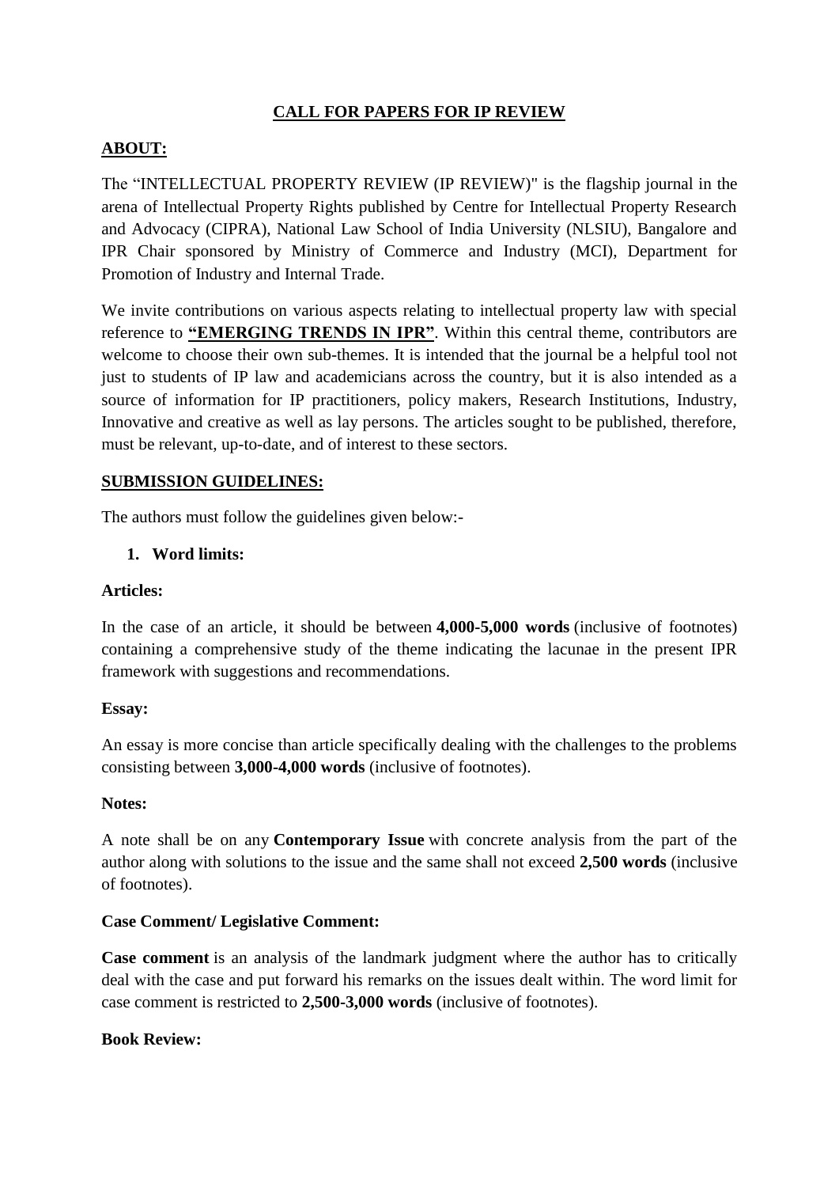## CALL FOR PAPERS FOR IP REVIEW

**ABOUT:**

The "INTELLECTUAL PROPERTY REVIEW (IP REVIEW)" is the flagship journal in the arena of Intellectual Property Rights published by Centre for Intellectual Property Research and Advocacy (CIPRA), National Law School of India University (NLSIU), Bangalore and IPR Chair sponsored by Ministry of Commerce and Industry (MCI), Department for Promotion of Industry and Internal Trade.

We invite contributions on various aspects relating to intellectual property law with special reference to **"EMERGING TRENDS IN IPR"**. Within this central theme, contributors are welcome to choose their own sub-themes. It is intended that the journal be a helpful tool not just to students of IP law and academicians across the country, but it is also intended as a source of information for IP practitioners, policy makers, Research Institutions, Industry, Innovative and creative as well as lay persons. The articles sought to be published, therefore, must be relevant, up-to-date, and of interest to these sectors.

**SUBMISSION GUIDELINES:**

The authors must follow the guidelines given below:-

1. **Word limits:**

**Articles:**

In the case of an article, it should be between **4,000-5,000 words** (inclusive of footnotes) containing a comprehensive study of the theme indicating the lacunae in the present IPR framework with suggestions and recommendations.

**Essay:**

An essay is more concise than article specifically dealing with the challenges to the problems consisting between **3,000-4,000 words** (inclusive of footnotes).

**Notes:**

A note shall be on any **Contemporary Issue** with concrete analysis from the part of the author along with solutions to the issue and the same shall not exceed **2,500 words** (inclusive of footnotes).

**Case Comment/ Legislative Comment:**

**Case comment** is an analysis of the landmark judgment where the author has to critically deal with the case and put forward his remarks on the issues dealt within. The word limit for case comment is restricted to **2,500-3,000 words** (inclusive of footnotes).

**Book Review:**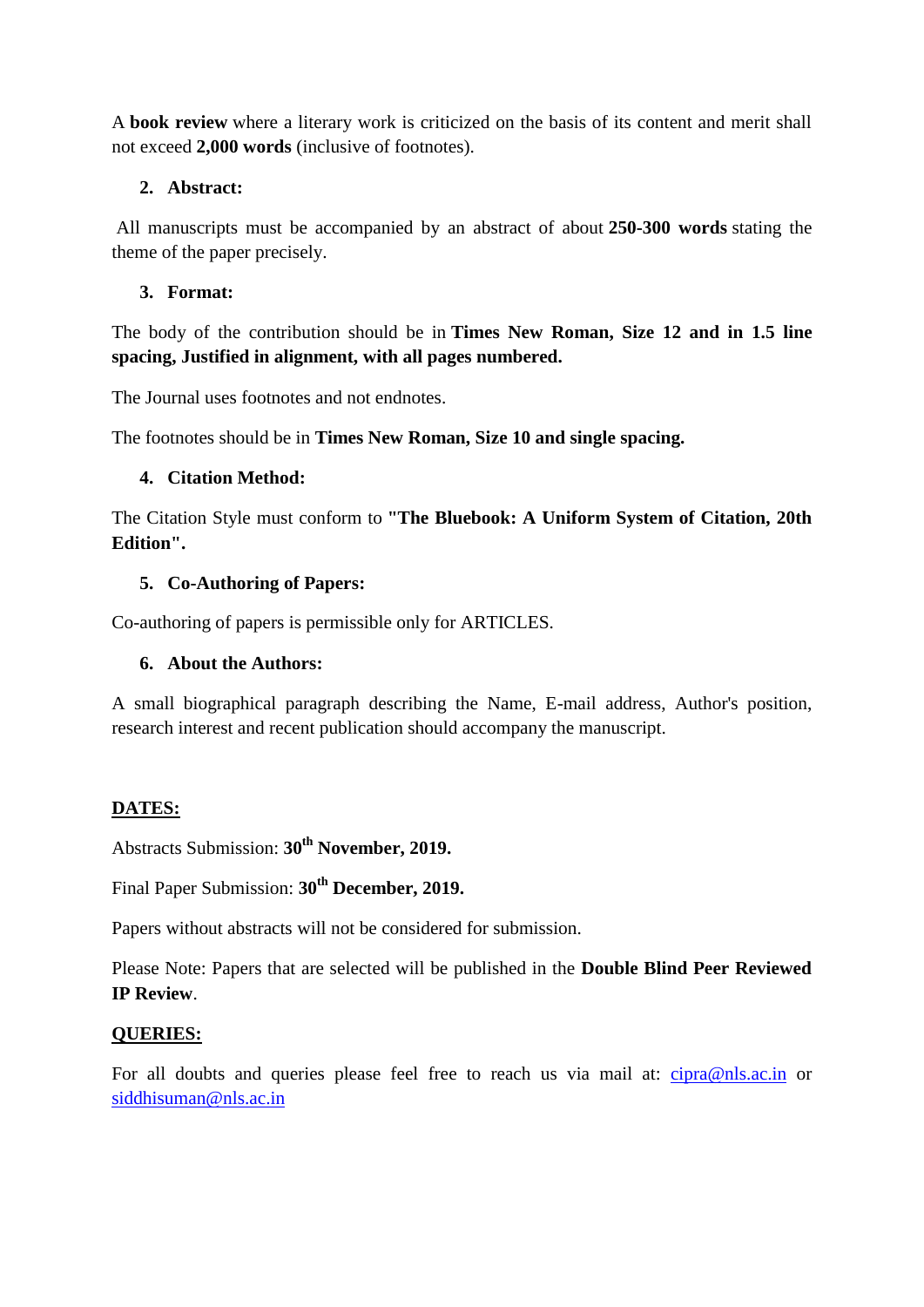A **book review** where a literary work is criticized on the basis of its content and merit shall not exceed **2,000 words** (inclusive of footnotes).

2. **Abstract:**

All manuscripts must be accompanied by an abstract of about **250-300 words** stating the theme of the paper precisely.

3. **Format:**

The body of the contribution should be in **Times New Roman, Size 12 and in 1.5 line spacing, Justified in alignment, with all pages numbered.**

The Journal uses footnotes and not endnotes.

The footnotes should be in **Times New Roman, Size 10 and single spacing.**

4. **Citation Method:**

The Citation Style must conform to **"The Bluebook: A Uniform System of Citation, 20th Edition".**

5. **Co-Authoring of Papers:**

Co-authoring of papers is permissible only for ARTICLES.

6. **About the Authors:**

A small biographical paragraph describing the Name, E-mail address, Author's position, research interest and recent publication should accompany the manuscript.

**<u>DATES:</u>**

Abstracts Submission: **30th November, 2019.**

Final Paper Submission: **30th December, 2019.**

Papers without abstracts will not be considered for submission.

Please Note: Papers that are selected will be published in the **Double Blind Peer Reviewed IP Review**.

**<u>QUERIES:</u>**

For all doubts and queries please feel free to reach us via mail at: cipra@nls.ac.in or siddhisuman@nls.ac.in